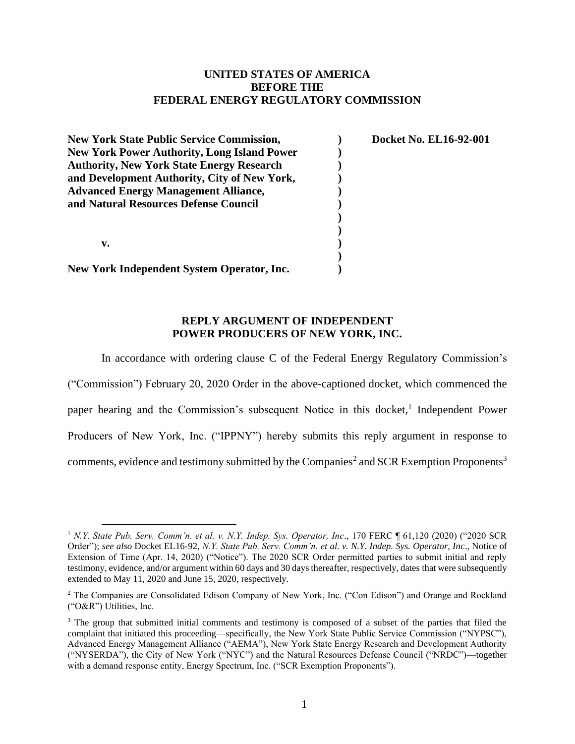**UNITED STATES OF AMERICA**
**BEFORE THE**
**FEDERAL ENERGY REGULATORY COMMISSION**

| | | |
|---|---|---|
| **New York State Public Service Commission, New York Power Authority, Long Island Power Authority, New York State Energy Research and Development Authority, City of New York, Advanced Energy Management Alliance, and Natural Resources Defense Council** | **)** | **Docket No. EL16-92-001** |
| **v.** | **)** | |
| **New York Independent System Operator, Inc.** | **)** | |

**REPLY ARGUMENT OF INDEPENDENT POWER PRODUCERS OF NEW YORK, INC.**

In accordance with ordering clause C of the Federal Energy Regulatory Commission's ("Commission") February 20, 2020 Order in the above-captioned docket, which commenced the paper hearing and the Commission's subsequent Notice in this docket,[1] Independent Power Producers of New York, Inc. ("IPPNY") hereby submits this reply argument in response to comments, evidence and testimony submitted by the Companies[2] and SCR Exemption Proponents[3]

[1] *N.Y. State Pub. Serv. Comm'n. et al. v. N.Y. Indep. Sys. Operator, Inc*., 170 FERC ¶ 61,120 (2020) ("2020 SCR Order"); *see also* Docket EL16-92, *N.Y. State Pub. Serv. Comm'n. et al. v. N.Y. Indep. Sys. Operator, Inc*., Notice of Extension of Time (Apr. 14, 2020) ("Notice"). The 2020 SCR Order permitted parties to submit initial and reply testimony, evidence, and/or argument within 60 days and 30 days thereafter, respectively, dates that were subsequently extended to May 11, 2020 and June 15, 2020, respectively.

[2] The Companies are Consolidated Edison Company of New York, Inc. ("Con Edison") and Orange and Rockland ("O&R") Utilities, Inc.

[3] The group that submitted initial comments and testimony is composed of a subset of the parties that filed the complaint that initiated this proceeding—specifically, the New York State Public Service Commission ("NYPSC"), Advanced Energy Management Alliance ("AEMA"), New York State Energy Research and Development Authority ("NYSERDA"), the City of New York ("NYC") and the Natural Resources Defense Council ("NRDC")—together with a demand response entity, Energy Spectrum, Inc. ("SCR Exemption Proponents").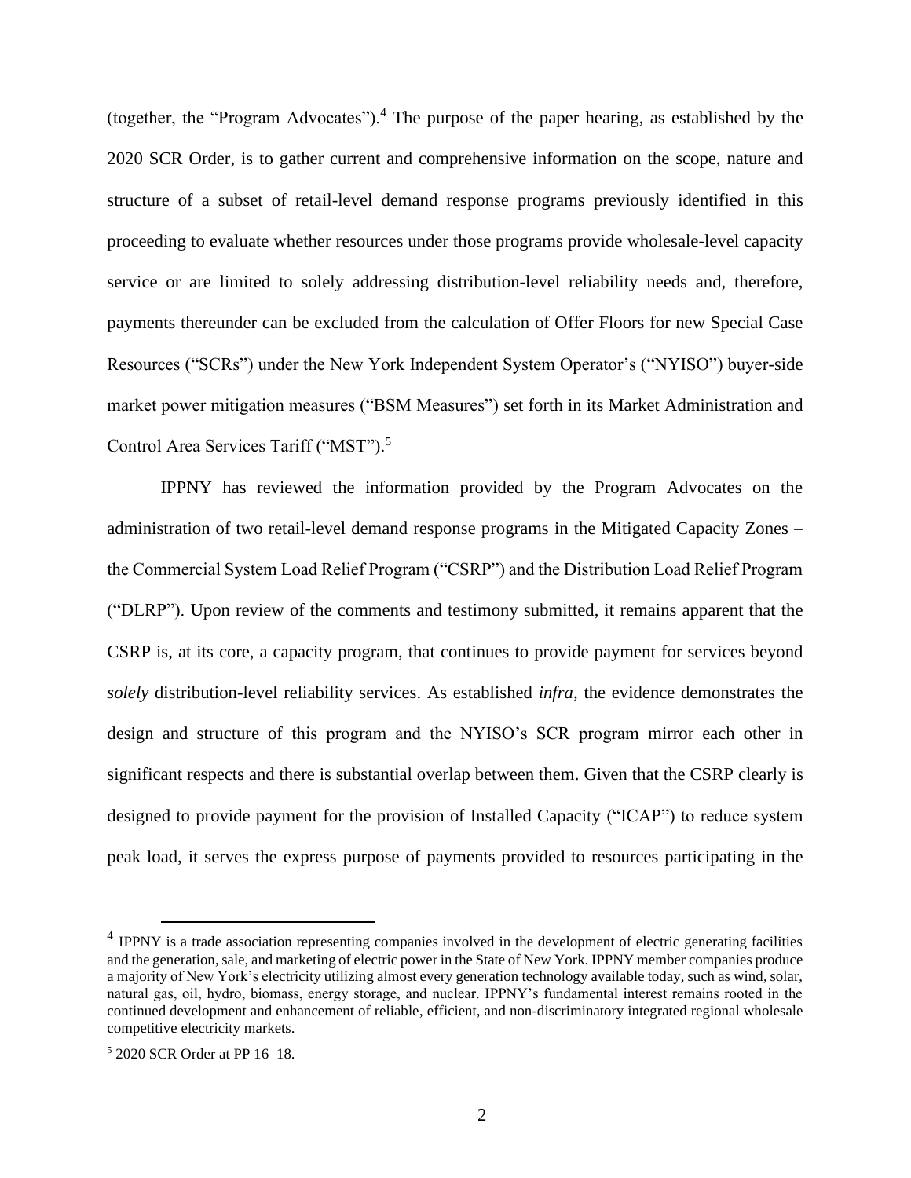(together, the "Program Advocates").[4] The purpose of the paper hearing, as established by the 2020 SCR Order, is to gather current and comprehensive information on the scope, nature and structure of a subset of retail-level demand response programs previously identified in this proceeding to evaluate whether resources under those programs provide wholesale-level capacity service or are limited to solely addressing distribution-level reliability needs and, therefore, payments thereunder can be excluded from the calculation of Offer Floors for new Special Case Resources ("SCRs") under the New York Independent System Operator's ("NYISO") buyer-side market power mitigation measures ("BSM Measures") set forth in its Market Administration and Control Area Services Tariff ("MST").[5]

IPPNY has reviewed the information provided by the Program Advocates on the administration of two retail-level demand response programs in the Mitigated Capacity Zones – the Commercial System Load Relief Program ("CSRP") and the Distribution Load Relief Program ("DLRP"). Upon review of the comments and testimony submitted, it remains apparent that the CSRP is, at its core, a capacity program, that continues to provide payment for services beyond *solely* distribution-level reliability services. As established *infra*, the evidence demonstrates the design and structure of this program and the NYISO's SCR program mirror each other in significant respects and there is substantial overlap between them. Given that the CSRP clearly is designed to provide payment for the provision of Installed Capacity ("ICAP") to reduce system peak load, it serves the express purpose of payments provided to resources participating in the

---

[4] IPPNY is a trade association representing companies involved in the development of electric generating facilities and the generation, sale, and marketing of electric power in the State of New York. IPPNY member companies produce a majority of New York's electricity utilizing almost every generation technology available today, such as wind, solar, natural gas, oil, hydro, biomass, energy storage, and nuclear. IPPNY's fundamental interest remains rooted in the continued development and enhancement of reliable, efficient, and non-discriminatory integrated regional wholesale competitive electricity markets.

[5] 2020 SCR Order at PP 16–18.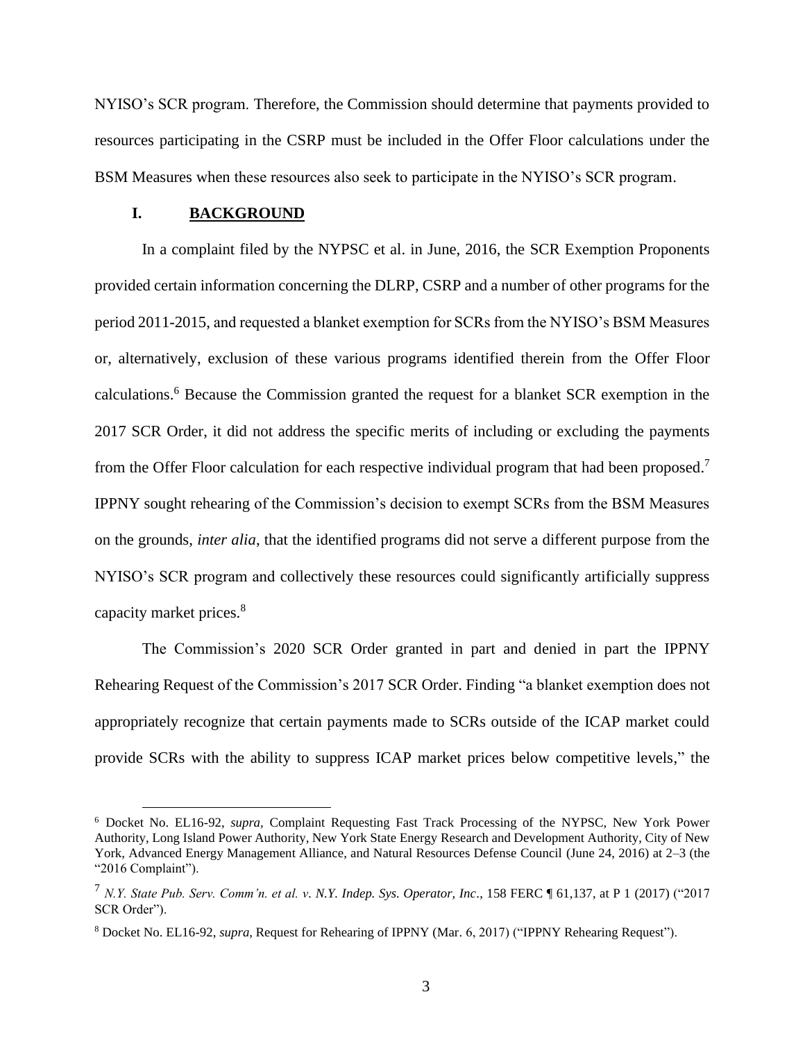NYISO's SCR program. Therefore, the Commission should determine that payments provided to resources participating in the CSRP must be included in the Offer Floor calculations under the BSM Measures when these resources also seek to participate in the NYISO's SCR program.

## I. BACKGROUND

In a complaint filed by the NYPSC et al. in June, 2016, the SCR Exemption Proponents provided certain information concerning the DLRP, CSRP and a number of other programs for the period 2011-2015, and requested a blanket exemption for SCRs from the NYISO's BSM Measures or, alternatively, exclusion of these various programs identified therein from the Offer Floor calculations.[6] Because the Commission granted the request for a blanket SCR exemption in the 2017 SCR Order, it did not address the specific merits of including or excluding the payments from the Offer Floor calculation for each respective individual program that had been proposed.[7] IPPNY sought rehearing of the Commission's decision to exempt SCRs from the BSM Measures on the grounds, *inter alia*, that the identified programs did not serve a different purpose from the NYISO's SCR program and collectively these resources could significantly artificially suppress capacity market prices.[8]

The Commission's 2020 SCR Order granted in part and denied in part the IPPNY Rehearing Request of the Commission's 2017 SCR Order. Finding "a blanket exemption does not appropriately recognize that certain payments made to SCRs outside of the ICAP market could provide SCRs with the ability to suppress ICAP market prices below competitive levels," the

---

[6] Docket No. EL16-92, *supra*, Complaint Requesting Fast Track Processing of the NYPSC, New York Power Authority, Long Island Power Authority, New York State Energy Research and Development Authority, City of New York, Advanced Energy Management Alliance, and Natural Resources Defense Council (June 24, 2016) at 2–3 (the "2016 Complaint").

[7] *N.Y. State Pub. Serv. Comm'n. et al. v. N.Y. Indep. Sys. Operator, Inc*., 158 FERC ¶ 61,137, at P 1 (2017) ("2017 SCR Order").

[8] Docket No. EL16-92, *supra*, Request for Rehearing of IPPNY (Mar. 6, 2017) ("IPPNY Rehearing Request").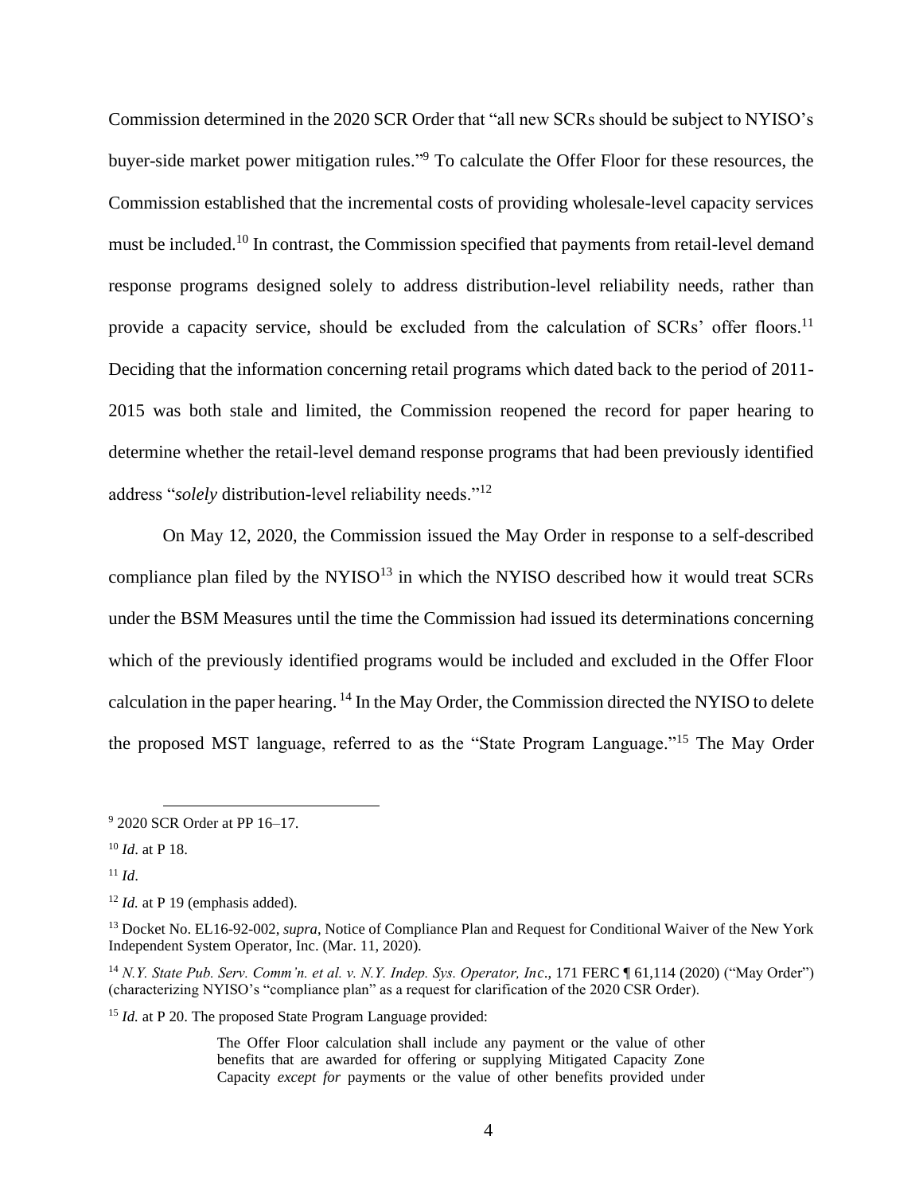Commission determined in the 2020 SCR Order that "all new SCRs should be subject to NYISO's buyer-side market power mitigation rules."[9] To calculate the Offer Floor for these resources, the Commission established that the incremental costs of providing wholesale-level capacity services must be included.[10] In contrast, the Commission specified that payments from retail-level demand response programs designed solely to address distribution-level reliability needs, rather than provide a capacity service, should be excluded from the calculation of SCRs' offer floors.[11] Deciding that the information concerning retail programs which dated back to the period of 2011-2015 was both stale and limited, the Commission reopened the record for paper hearing to determine whether the retail-level demand response programs that had been previously identified address "*solely* distribution-level reliability needs."[12]

On May 12, 2020, the Commission issued the May Order in response to a self-described compliance plan filed by the NYISO[13] in which the NYISO described how it would treat SCRs under the BSM Measures until the time the Commission had issued its determinations concerning which of the previously identified programs would be included and excluded in the Offer Floor calculation in the paper hearing.[14] In the May Order, the Commission directed the NYISO to delete the proposed MST language, referred to as the "State Program Language."[15] The May Order

---

[9] 2020 SCR Order at PP 16–17.

[10] *Id*. at P 18.

[11] *Id*.

[12] *Id.* at P 19 (emphasis added).

[13] Docket No. EL16-92-002, *supra*, Notice of Compliance Plan and Request for Conditional Waiver of the New York Independent System Operator, Inc. (Mar. 11, 2020).

[14] *N.Y. State Pub. Serv. Comm'n. et al. v. N.Y. Indep. Sys. Operator, Inc*., 171 FERC ¶ 61,114 (2020) ("May Order") (characterizing NYISO's "compliance plan" as a request for clarification of the 2020 CSR Order).

[15] *Id.* at P 20. The proposed State Program Language provided:

> The Offer Floor calculation shall include any payment or the value of other benefits that are awarded for offering or supplying Mitigated Capacity Zone Capacity *except for* payments or the value of other benefits provided under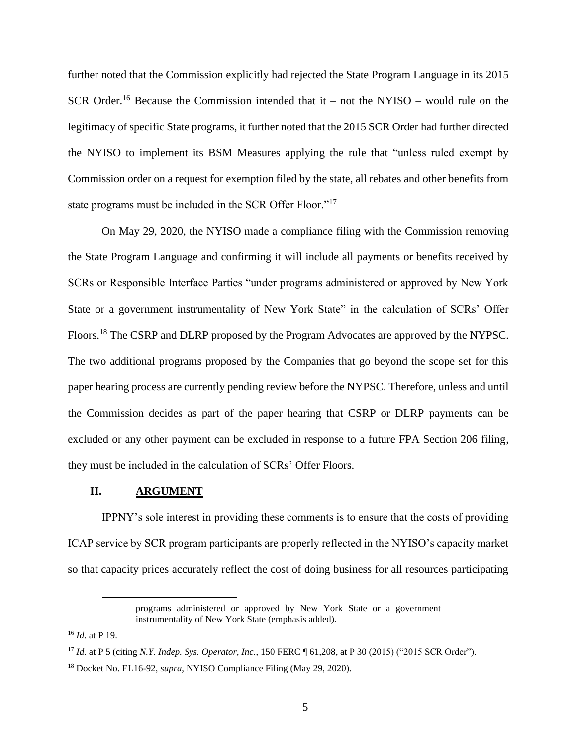further noted that the Commission explicitly had rejected the State Program Language in its 2015 SCR Order.[16] Because the Commission intended that it – not the NYISO – would rule on the legitimacy of specific State programs, it further noted that the 2015 SCR Order had further directed the NYISO to implement its BSM Measures applying the rule that "unless ruled exempt by Commission order on a request for exemption filed by the state, all rebates and other benefits from state programs must be included in the SCR Offer Floor."[17]

On May 29, 2020, the NYISO made a compliance filing with the Commission removing the State Program Language and confirming it will include all payments or benefits received by SCRs or Responsible Interface Parties "under programs administered or approved by New York State or a government instrumentality of New York State" in the calculation of SCRs' Offer Floors.[18] The CSRP and DLRP proposed by the Program Advocates are approved by the NYPSC. The two additional programs proposed by the Companies that go beyond the scope set for this paper hearing process are currently pending review before the NYPSC. Therefore, unless and until the Commission decides as part of the paper hearing that CSRP or DLRP payments can be excluded or any other payment can be excluded in response to a future FPA Section 206 filing, they must be included in the calculation of SCRs' Offer Floors.

## II. **ARGUMENT**

IPPNY's sole interest in providing these comments is to ensure that the costs of providing ICAP service by SCR program participants are properly reflected in the NYISO's capacity market so that capacity prices accurately reflect the cost of doing business for all resources participating

---

> programs administered or approved by New York State or a government instrumentality of New York State (emphasis added).

[16] *Id*. at P 19.

[17] *Id.* at P 5 (citing *N.Y. Indep. Sys. Operator, Inc.*, 150 FERC ¶ 61,208, at P 30 (2015) ("2015 SCR Order").

[18] Docket No. EL16-92, *supra*, NYISO Compliance Filing (May 29, 2020).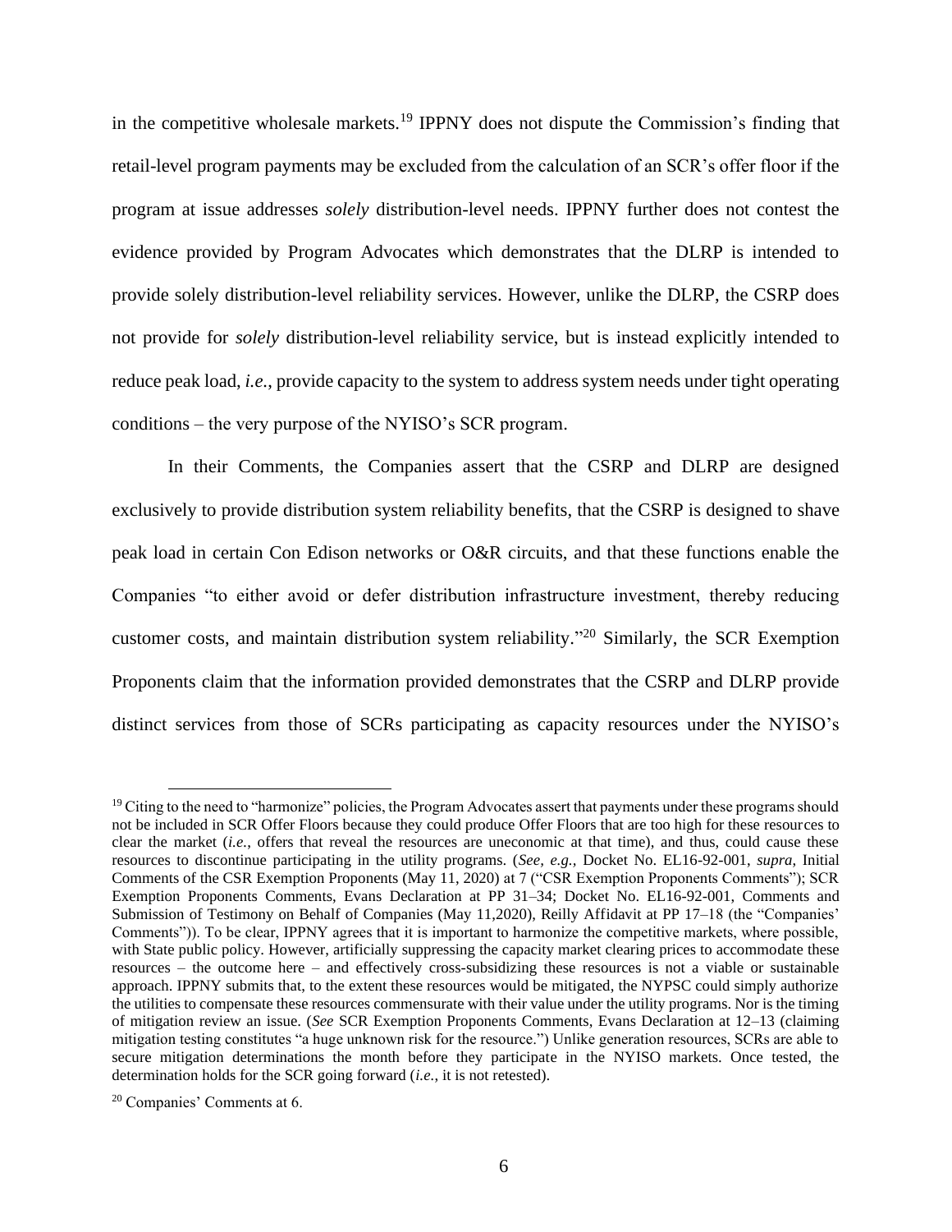in the competitive wholesale markets.[19] IPPNY does not dispute the Commission's finding that retail-level program payments may be excluded from the calculation of an SCR's offer floor if the program at issue addresses *solely* distribution-level needs. IPPNY further does not contest the evidence provided by Program Advocates which demonstrates that the DLRP is intended to provide solely distribution-level reliability services. However, unlike the DLRP, the CSRP does not provide for *solely* distribution-level reliability service, but is instead explicitly intended to reduce peak load, *i.e.*, provide capacity to the system to address system needs under tight operating conditions – the very purpose of the NYISO's SCR program.

In their Comments, the Companies assert that the CSRP and DLRP are designed exclusively to provide distribution system reliability benefits, that the CSRP is designed to shave peak load in certain Con Edison networks or O&R circuits, and that these functions enable the Companies "to either avoid or defer distribution infrastructure investment, thereby reducing customer costs, and maintain distribution system reliability."[20] Similarly, the SCR Exemption Proponents claim that the information provided demonstrates that the CSRP and DLRP provide distinct services from those of SCRs participating as capacity resources under the NYISO's

---

[19] Citing to the need to "harmonize" policies, the Program Advocates assert that payments under these programs should not be included in SCR Offer Floors because they could produce Offer Floors that are too high for these resources to clear the market (*i.e.*, offers that reveal the resources are uneconomic at that time), and thus, could cause these resources to discontinue participating in the utility programs. (*See, e.g.,* Docket No. EL16-92-001, *supra*, Initial Comments of the CSR Exemption Proponents (May 11, 2020) at 7 ("CSR Exemption Proponents Comments"); SCR Exemption Proponents Comments, Evans Declaration at PP 31–34; Docket No. EL16-92-001, Comments and Submission of Testimony on Behalf of Companies (May 11,2020), Reilly Affidavit at PP 17–18 (the "Companies' Comments")). To be clear, IPPNY agrees that it is important to harmonize the competitive markets, where possible, with State public policy. However, artificially suppressing the capacity market clearing prices to accommodate these resources – the outcome here – and effectively cross-subsidizing these resources is not a viable or sustainable approach. IPPNY submits that, to the extent these resources would be mitigated, the NYPSC could simply authorize the utilities to compensate these resources commensurate with their value under the utility programs. Nor is the timing of mitigation review an issue. (*See* SCR Exemption Proponents Comments, Evans Declaration at 12–13 (claiming mitigation testing constitutes "a huge unknown risk for the resource.") Unlike generation resources, SCRs are able to secure mitigation determinations the month before they participate in the NYISO markets. Once tested, the determination holds for the SCR going forward (*i.e.,* it is not retested).

[20] Companies' Comments at 6.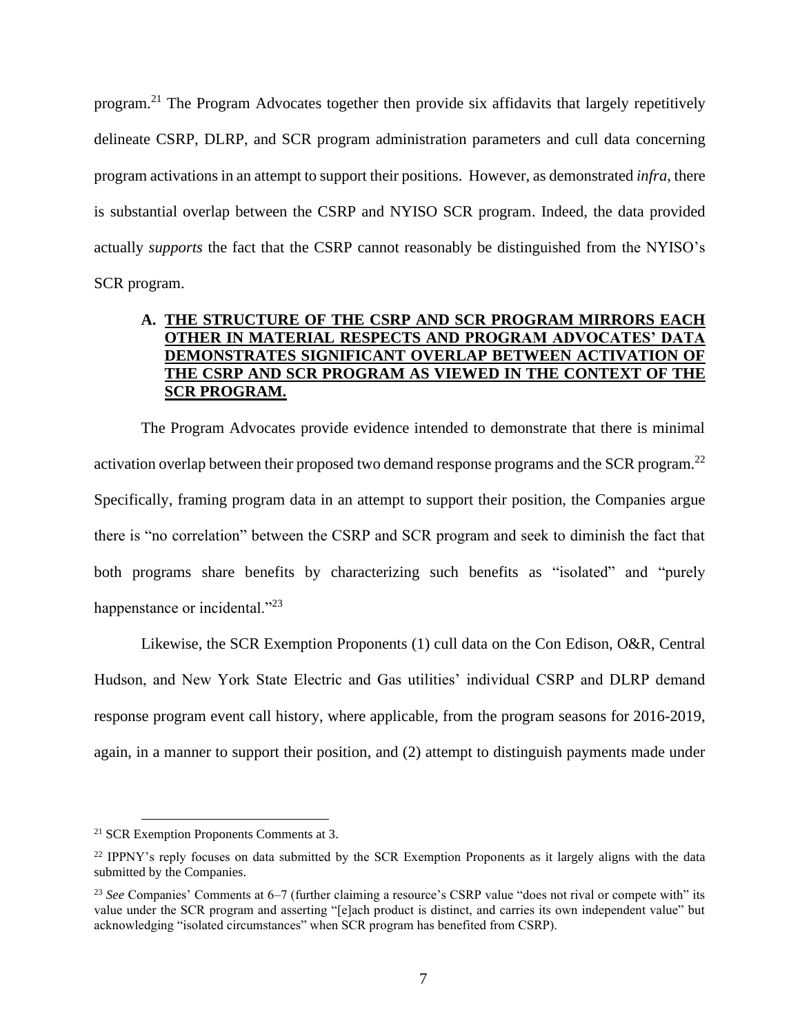program.[21] The Program Advocates together then provide six affidavits that largely repetitively delineate CSRP, DLRP, and SCR program administration parameters and cull data concerning program activations in an attempt to support their positions. However, as demonstrated *infra*, there is substantial overlap between the CSRP and NYISO SCR program. Indeed, the data provided actually *supports* the fact that the CSRP cannot reasonably be distinguished from the NYISO's SCR program.

### A. THE STRUCTURE OF THE CSRP AND SCR PROGRAM MIRRORS EACH OTHER IN MATERIAL RESPECTS AND PROGRAM ADVOCATES' DATA DEMONSTRATES SIGNIFICANT OVERLAP BETWEEN ACTIVATION OF THE CSRP AND SCR PROGRAM AS VIEWED IN THE CONTEXT OF THE SCR PROGRAM.

The Program Advocates provide evidence intended to demonstrate that there is minimal activation overlap between their proposed two demand response programs and the SCR program.[22] Specifically, framing program data in an attempt to support their position, the Companies argue there is "no correlation" between the CSRP and SCR program and seek to diminish the fact that both programs share benefits by characterizing such benefits as "isolated" and "purely happenstance or incidental."[23]

Likewise, the SCR Exemption Proponents (1) cull data on the Con Edison, O&R, Central Hudson, and New York State Electric and Gas utilities' individual CSRP and DLRP demand response program event call history, where applicable, from the program seasons for 2016-2019, again, in a manner to support their position, and (2) attempt to distinguish payments made under

---

[21] SCR Exemption Proponents Comments at 3.

[22] IPPNY's reply focuses on data submitted by the SCR Exemption Proponents as it largely aligns with the data submitted by the Companies.

[23] *See* Companies' Comments at 6–7 (further claiming a resource's CSRP value "does not rival or compete with" its value under the SCR program and asserting "[e]ach product is distinct, and carries its own independent value" but acknowledging "isolated circumstances" when SCR program has benefited from CSRP).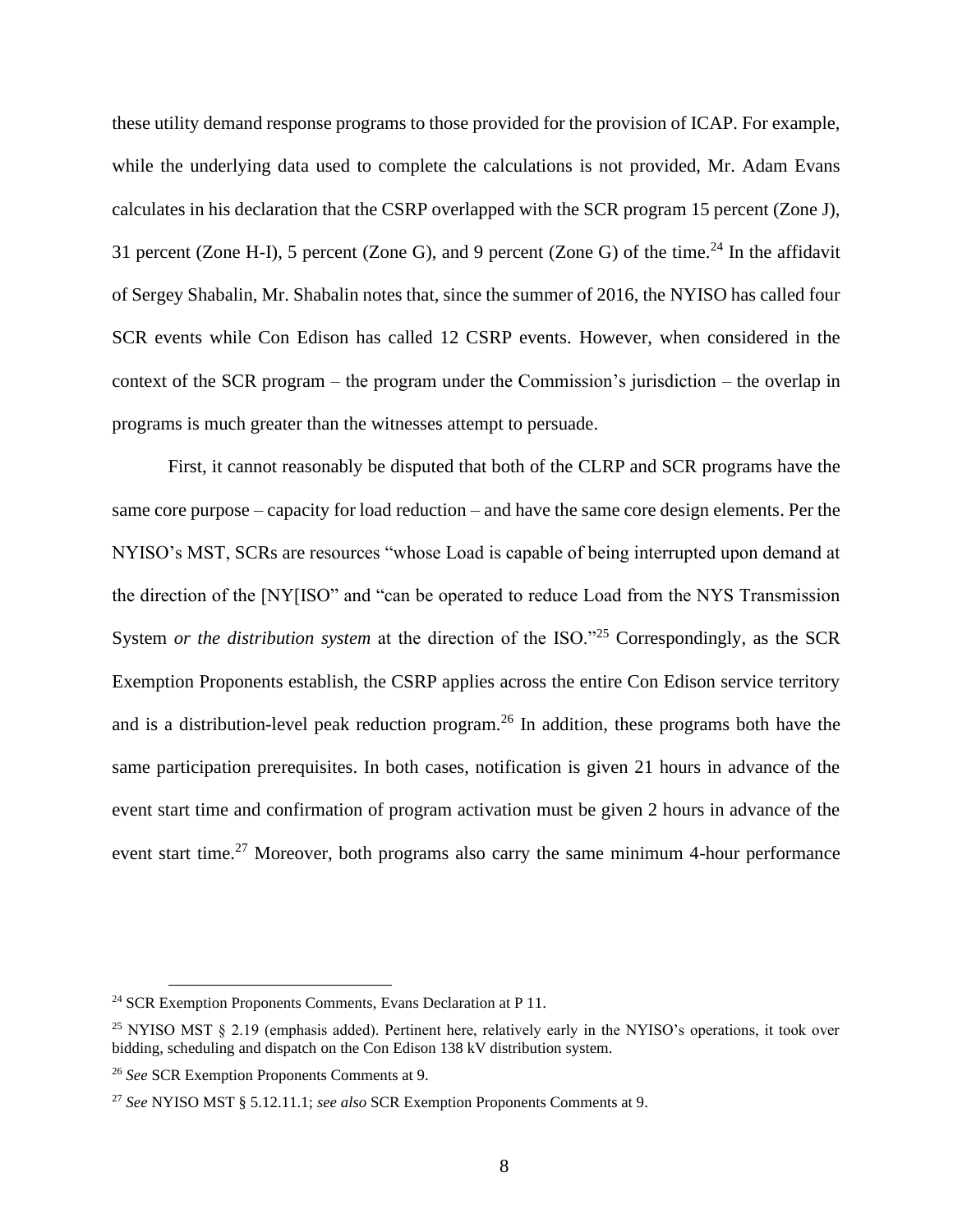these utility demand response programs to those provided for the provision of ICAP. For example, while the underlying data used to complete the calculations is not provided, Mr. Adam Evans calculates in his declaration that the CSRP overlapped with the SCR program 15 percent (Zone J), 31 percent (Zone H-I), 5 percent (Zone G), and 9 percent (Zone G) of the time.[24] In the affidavit of Sergey Shabalin, Mr. Shabalin notes that, since the summer of 2016, the NYISO has called four SCR events while Con Edison has called 12 CSRP events. However, when considered in the context of the SCR program – the program under the Commission's jurisdiction – the overlap in programs is much greater than the witnesses attempt to persuade.

First, it cannot reasonably be disputed that both of the CLRP and SCR programs have the same core purpose – capacity for load reduction – and have the same core design elements. Per the NYISO's MST, SCRs are resources "whose Load is capable of being interrupted upon demand at the direction of the [NY[ISO" and "can be operated to reduce Load from the NYS Transmission System *or the distribution system* at the direction of the ISO."[25] Correspondingly, as the SCR Exemption Proponents establish, the CSRP applies across the entire Con Edison service territory and is a distribution-level peak reduction program.[26] In addition, these programs both have the same participation prerequisites. In both cases, notification is given 21 hours in advance of the event start time and confirmation of program activation must be given 2 hours in advance of the event start time.[27] Moreover, both programs also carry the same minimum 4-hour performance

---

[24] SCR Exemption Proponents Comments, Evans Declaration at P 11.

[25] NYISO MST § 2.19 (emphasis added). Pertinent here, relatively early in the NYISO's operations, it took over bidding, scheduling and dispatch on the Con Edison 138 kV distribution system.

[26] *See* SCR Exemption Proponents Comments at 9.

[27] *See* NYISO MST § 5.12.11.1; *see also* SCR Exemption Proponents Comments at 9.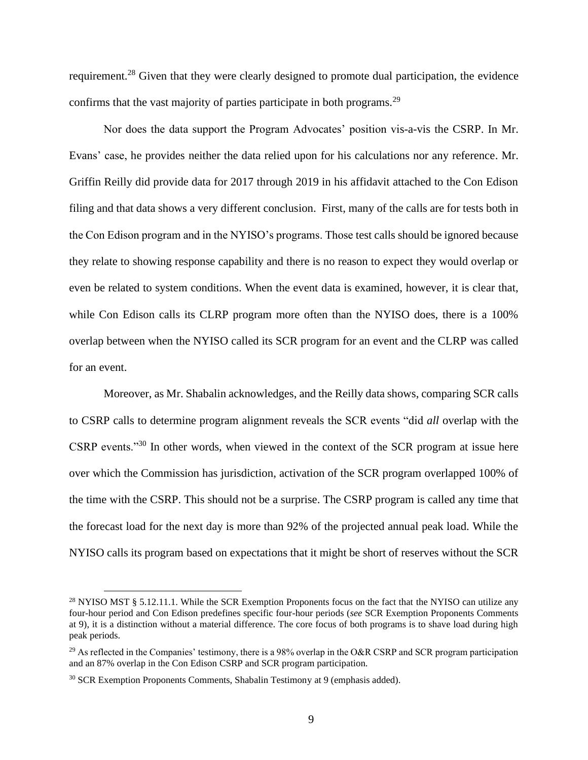requirement.[28] Given that they were clearly designed to promote dual participation, the evidence confirms that the vast majority of parties participate in both programs.[29]

Nor does the data support the Program Advocates' position vis-a-vis the CSRP. In Mr. Evans' case, he provides neither the data relied upon for his calculations nor any reference. Mr. Griffin Reilly did provide data for 2017 through 2019 in his affidavit attached to the Con Edison filing and that data shows a very different conclusion. First, many of the calls are for tests both in the Con Edison program and in the NYISO's programs. Those test calls should be ignored because they relate to showing response capability and there is no reason to expect they would overlap or even be related to system conditions. When the event data is examined, however, it is clear that, while Con Edison calls its CLRP program more often than the NYISO does, there is a 100% overlap between when the NYISO called its SCR program for an event and the CLRP was called for an event.

Moreover, as Mr. Shabalin acknowledges, and the Reilly data shows, comparing SCR calls to CSRP calls to determine program alignment reveals the SCR events "did *all* overlap with the CSRP events."[30] In other words, when viewed in the context of the SCR program at issue here over which the Commission has jurisdiction, activation of the SCR program overlapped 100% of the time with the CSRP. This should not be a surprise. The CSRP program is called any time that the forecast load for the next day is more than 92% of the projected annual peak load. While the NYISO calls its program based on expectations that it might be short of reserves without the SCR

---

[28] NYISO MST § 5.12.11.1. While the SCR Exemption Proponents focus on the fact that the NYISO can utilize any four-hour period and Con Edison predefines specific four-hour periods (*see* SCR Exemption Proponents Comments at 9), it is a distinction without a material difference. The core focus of both programs is to shave load during high peak periods.

[29] As reflected in the Companies' testimony, there is a 98% overlap in the O&R CSRP and SCR program participation and an 87% overlap in the Con Edison CSRP and SCR program participation.

[30] SCR Exemption Proponents Comments, Shabalin Testimony at 9 (emphasis added).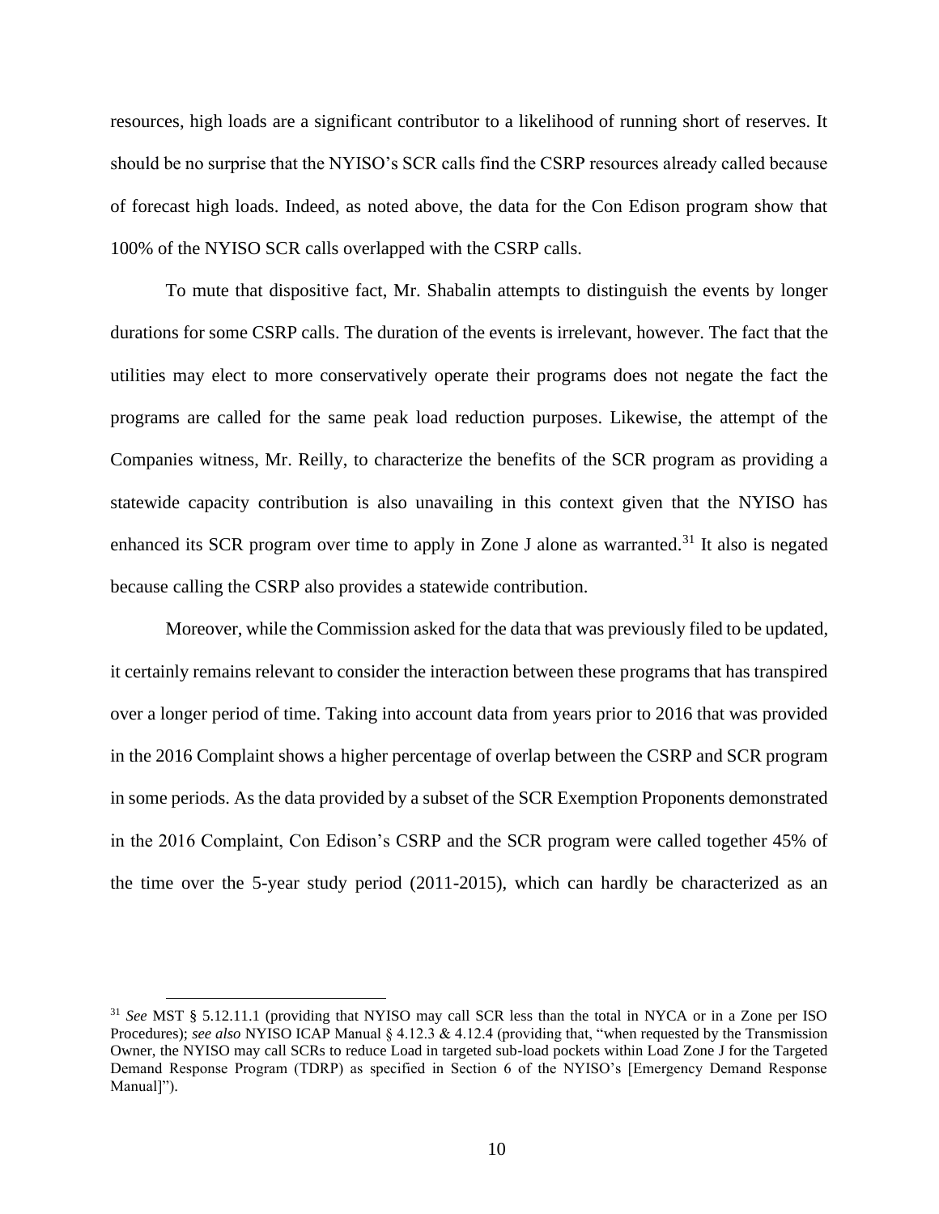resources, high loads are a significant contributor to a likelihood of running short of reserves. It should be no surprise that the NYISO's SCR calls find the CSRP resources already called because of forecast high loads. Indeed, as noted above, the data for the Con Edison program show that 100% of the NYISO SCR calls overlapped with the CSRP calls.

To mute that dispositive fact, Mr. Shabalin attempts to distinguish the events by longer durations for some CSRP calls. The duration of the events is irrelevant, however. The fact that the utilities may elect to more conservatively operate their programs does not negate the fact the programs are called for the same peak load reduction purposes. Likewise, the attempt of the Companies witness, Mr. Reilly, to characterize the benefits of the SCR program as providing a statewide capacity contribution is also unavailing in this context given that the NYISO has enhanced its SCR program over time to apply in Zone J alone as warranted.[31] It also is negated because calling the CSRP also provides a statewide contribution.

Moreover, while the Commission asked for the data that was previously filed to be updated, it certainly remains relevant to consider the interaction between these programs that has transpired over a longer period of time. Taking into account data from years prior to 2016 that was provided in the 2016 Complaint shows a higher percentage of overlap between the CSRP and SCR program in some periods. As the data provided by a subset of the SCR Exemption Proponents demonstrated in the 2016 Complaint, Con Edison's CSRP and the SCR program were called together 45% of the time over the 5-year study period (2011-2015), which can hardly be characterized as an

---

[31] *See* MST § 5.12.11.1 (providing that NYISO may call SCR less than the total in NYCA or in a Zone per ISO Procedures); *see also* NYISO ICAP Manual § 4.12.3 & 4.12.4 (providing that, "when requested by the Transmission Owner, the NYISO may call SCRs to reduce Load in targeted sub-load pockets within Load Zone J for the Targeted Demand Response Program (TDRP) as specified in Section 6 of the NYISO's [Emergency Demand Response Manual]").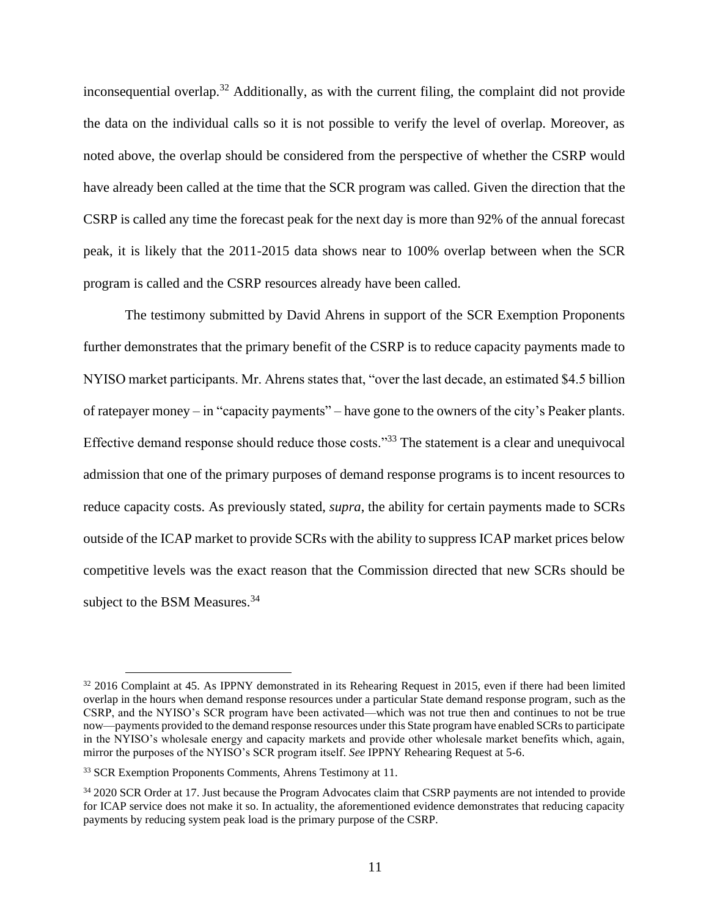inconsequential overlap.[32] Additionally, as with the current filing, the complaint did not provide the data on the individual calls so it is not possible to verify the level of overlap. Moreover, as noted above, the overlap should be considered from the perspective of whether the CSRP would have already been called at the time that the SCR program was called. Given the direction that the CSRP is called any time the forecast peak for the next day is more than 92% of the annual forecast peak, it is likely that the 2011-2015 data shows near to 100% overlap between when the SCR program is called and the CSRP resources already have been called.

The testimony submitted by David Ahrens in support of the SCR Exemption Proponents further demonstrates that the primary benefit of the CSRP is to reduce capacity payments made to NYISO market participants. Mr. Ahrens states that, "over the last decade, an estimated $4.5 billion of ratepayer money – in "capacity payments" – have gone to the owners of the city's Peaker plants. Effective demand response should reduce those costs."[33] The statement is a clear and unequivocal admission that one of the primary purposes of demand response programs is to incent resources to reduce capacity costs. As previously stated, *supra*, the ability for certain payments made to SCRs outside of the ICAP market to provide SCRs with the ability to suppress ICAP market prices below competitive levels was the exact reason that the Commission directed that new SCRs should be subject to the BSM Measures.[34]

---

[32] 2016 Complaint at 45. As IPPNY demonstrated in its Rehearing Request in 2015, even if there had been limited overlap in the hours when demand response resources under a particular State demand response program, such as the CSRP, and the NYISO's SCR program have been activated—which was not true then and continues to not be true now—payments provided to the demand response resources under this State program have enabled SCRs to participate in the NYISO's wholesale energy and capacity markets and provide other wholesale market benefits which, again, mirror the purposes of the NYISO's SCR program itself. *See* IPPNY Rehearing Request at 5-6.

[33] SCR Exemption Proponents Comments, Ahrens Testimony at 11.

[34] 2020 SCR Order at 17. Just because the Program Advocates claim that CSRP payments are not intended to provide for ICAP service does not make it so. In actuality, the aforementioned evidence demonstrates that reducing capacity payments by reducing system peak load is the primary purpose of the CSRP.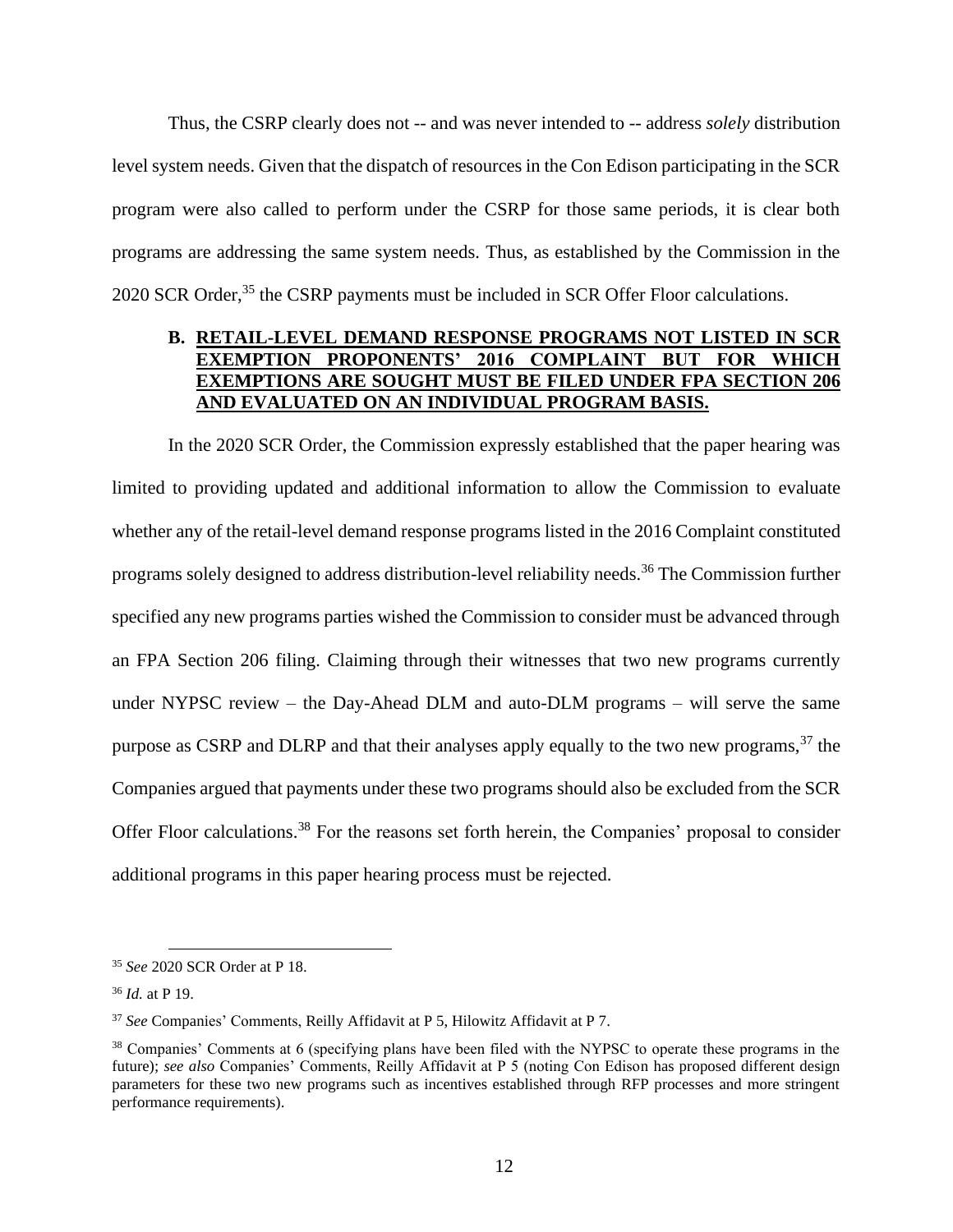Thus, the CSRP clearly does not -- and was never intended to -- address *solely* distribution level system needs. Given that the dispatch of resources in the Con Edison participating in the SCR program were also called to perform under the CSRP for those same periods, it is clear both programs are addressing the same system needs. Thus, as established by the Commission in the 2020 SCR Order,[35] the CSRP payments must be included in SCR Offer Floor calculations.

### B. RETAIL-LEVEL DEMAND RESPONSE PROGRAMS NOT LISTED IN SCR EXEMPTION PROPONENTS' 2016 COMPLAINT BUT FOR WHICH EXEMPTIONS ARE SOUGHT MUST BE FILED UNDER FPA SECTION 206 AND EVALUATED ON AN INDIVIDUAL PROGRAM BASIS.

In the 2020 SCR Order, the Commission expressly established that the paper hearing was limited to providing updated and additional information to allow the Commission to evaluate whether any of the retail-level demand response programs listed in the 2016 Complaint constituted programs solely designed to address distribution-level reliability needs.[36] The Commission further specified any new programs parties wished the Commission to consider must be advanced through an FPA Section 206 filing. Claiming through their witnesses that two new programs currently under NYPSC review – the Day-Ahead DLM and auto-DLM programs – will serve the same purpose as CSRP and DLRP and that their analyses apply equally to the two new programs,[37] the Companies argued that payments under these two programs should also be excluded from the SCR Offer Floor calculations.[38] For the reasons set forth herein, the Companies' proposal to consider additional programs in this paper hearing process must be rejected.

---

[35] *See* 2020 SCR Order at P 18.

[36] *Id.* at P 19.

[37] *See* Companies' Comments, Reilly Affidavit at P 5, Hilowitz Affidavit at P 7.

[38] Companies' Comments at 6 (specifying plans have been filed with the NYPSC to operate these programs in the future); *see also* Companies' Comments, Reilly Affidavit at P 5 (noting Con Edison has proposed different design parameters for these two new programs such as incentives established through RFP processes and more stringent performance requirements).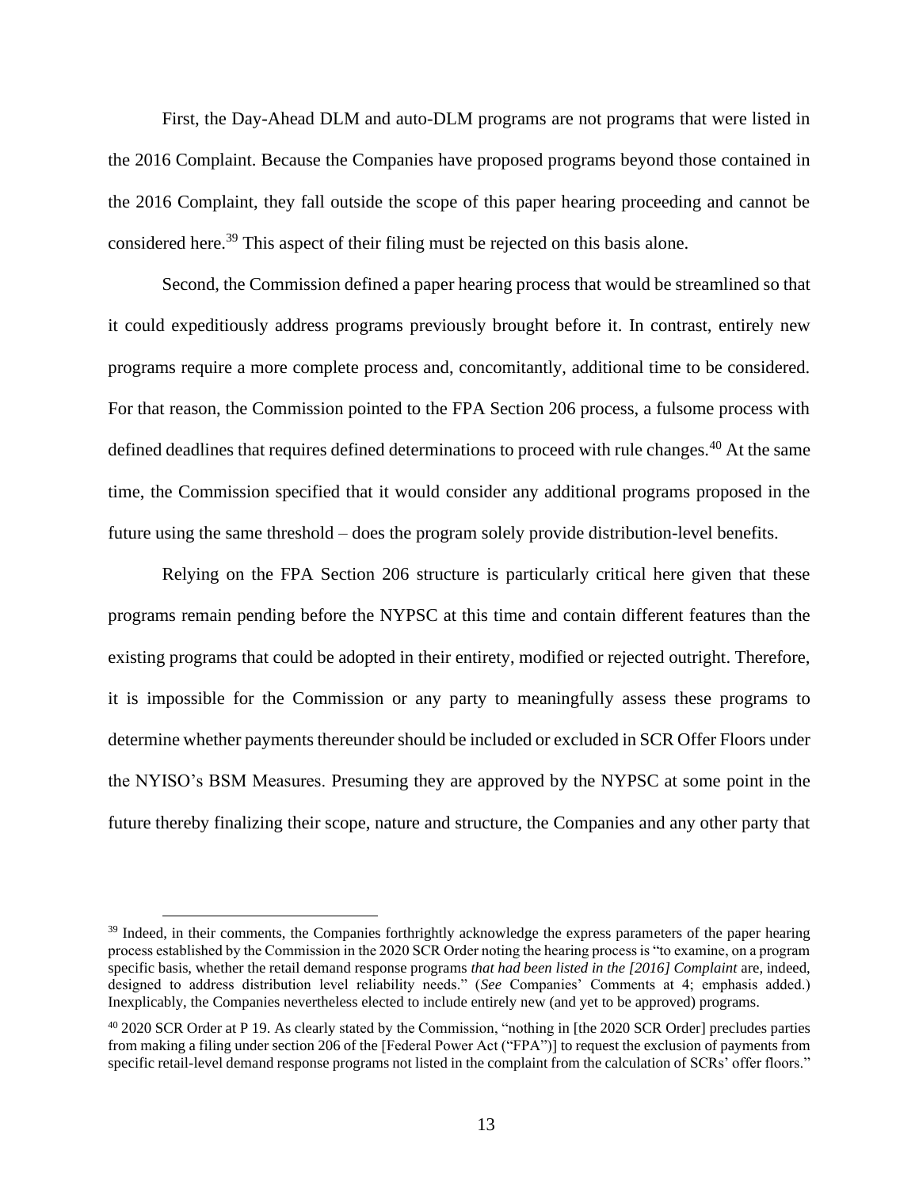First, the Day-Ahead DLM and auto-DLM programs are not programs that were listed in the 2016 Complaint. Because the Companies have proposed programs beyond those contained in the 2016 Complaint, they fall outside the scope of this paper hearing proceeding and cannot be considered here.[39] This aspect of their filing must be rejected on this basis alone.

Second, the Commission defined a paper hearing process that would be streamlined so that it could expeditiously address programs previously brought before it. In contrast, entirely new programs require a more complete process and, concomitantly, additional time to be considered. For that reason, the Commission pointed to the FPA Section 206 process, a fulsome process with defined deadlines that requires defined determinations to proceed with rule changes.[40] At the same time, the Commission specified that it would consider any additional programs proposed in the future using the same threshold – does the program solely provide distribution-level benefits.

Relying on the FPA Section 206 structure is particularly critical here given that these programs remain pending before the NYPSC at this time and contain different features than the existing programs that could be adopted in their entirety, modified or rejected outright. Therefore, it is impossible for the Commission or any party to meaningfully assess these programs to determine whether payments thereunder should be included or excluded in SCR Offer Floors under the NYISO's BSM Measures. Presuming they are approved by the NYPSC at some point in the future thereby finalizing their scope, nature and structure, the Companies and any other party that

---

[39] Indeed, in their comments, the Companies forthrightly acknowledge the express parameters of the paper hearing process established by the Commission in the 2020 SCR Order noting the hearing process is "to examine, on a program specific basis, whether the retail demand response programs *that had been listed in the [2016] Complaint* are, indeed, designed to address distribution level reliability needs." (*See* Companies' Comments at 4; emphasis added.) Inexplicably, the Companies nevertheless elected to include entirely new (and yet to be approved) programs.

[40] 2020 SCR Order at P 19. As clearly stated by the Commission, "nothing in [the 2020 SCR Order] precludes parties from making a filing under section 206 of the [Federal Power Act ("FPA")] to request the exclusion of payments from specific retail-level demand response programs not listed in the complaint from the calculation of SCRs' offer floors."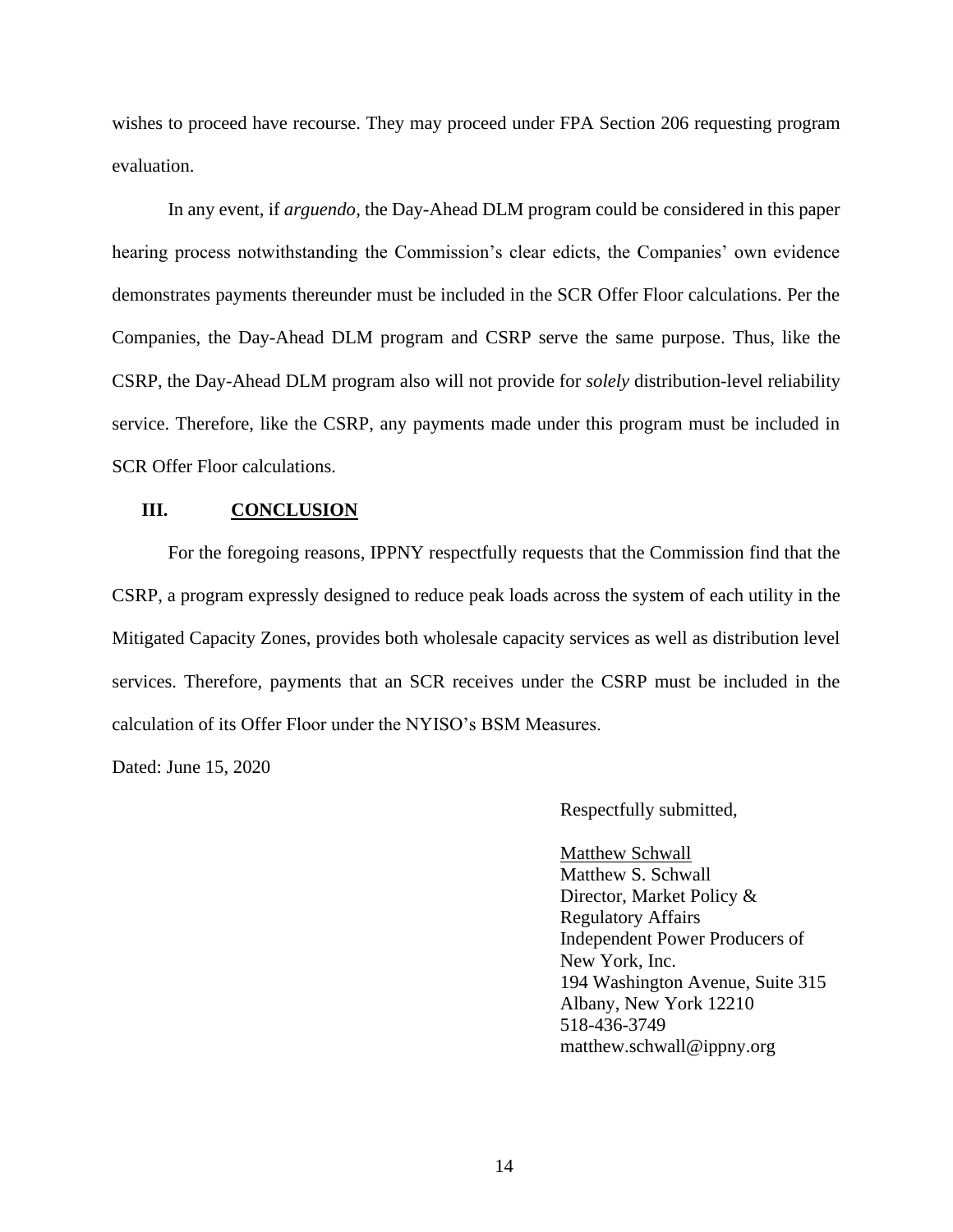wishes to proceed have recourse. They may proceed under FPA Section 206 requesting program evaluation.

In any event, if *arguendo*, the Day-Ahead DLM program could be considered in this paper hearing process notwithstanding the Commission's clear edicts, the Companies' own evidence demonstrates payments thereunder must be included in the SCR Offer Floor calculations. Per the Companies, the Day-Ahead DLM program and CSRP serve the same purpose. Thus, like the CSRP, the Day-Ahead DLM program also will not provide for *solely* distribution-level reliability service. Therefore, like the CSRP, any payments made under this program must be included in SCR Offer Floor calculations.

## III. CONCLUSION

For the foregoing reasons, IPPNY respectfully requests that the Commission find that the CSRP, a program expressly designed to reduce peak loads across the system of each utility in the Mitigated Capacity Zones, provides both wholesale capacity services as well as distribution level services. Therefore, payments that an SCR receives under the CSRP must be included in the calculation of its Offer Floor under the NYISO's BSM Measures.

Dated: June 15, 2020

Respectfully submitted,

Matthew Schwall
Matthew S. Schwall
Director, Market Policy &
Regulatory Affairs
Independent Power Producers of
New York, Inc.
194 Washington Avenue, Suite 315
Albany, New York 12210
518-436-3749
matthew.schwall@ippny.org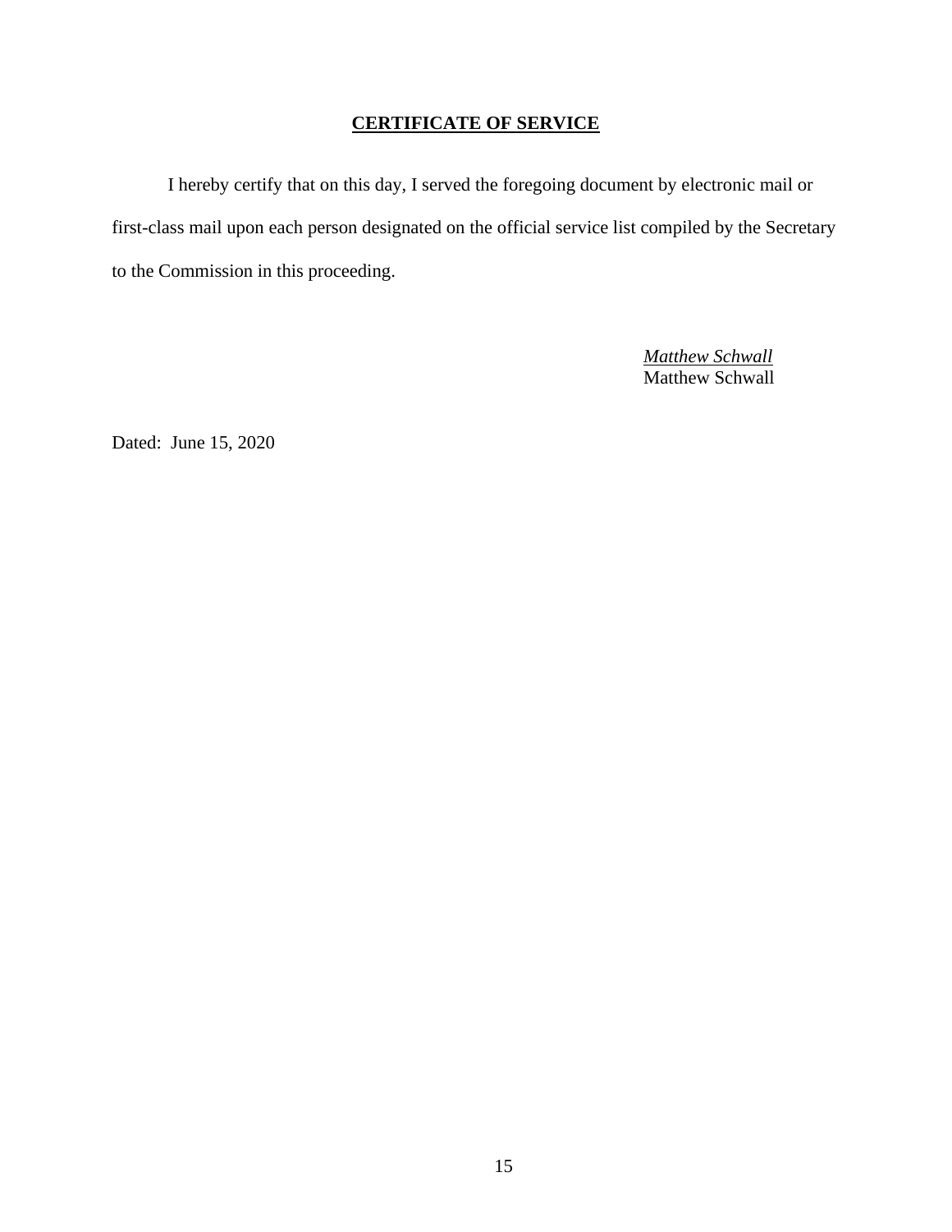## **CERTIFICATE OF SERVICE**

I hereby certify that on this day, I served the foregoing document by electronic mail or first-class mail upon each person designated on the official service list compiled by the Secretary to the Commission in this proceeding.

*Matthew Schwall*
Matthew Schwall

Dated: June 15, 2020